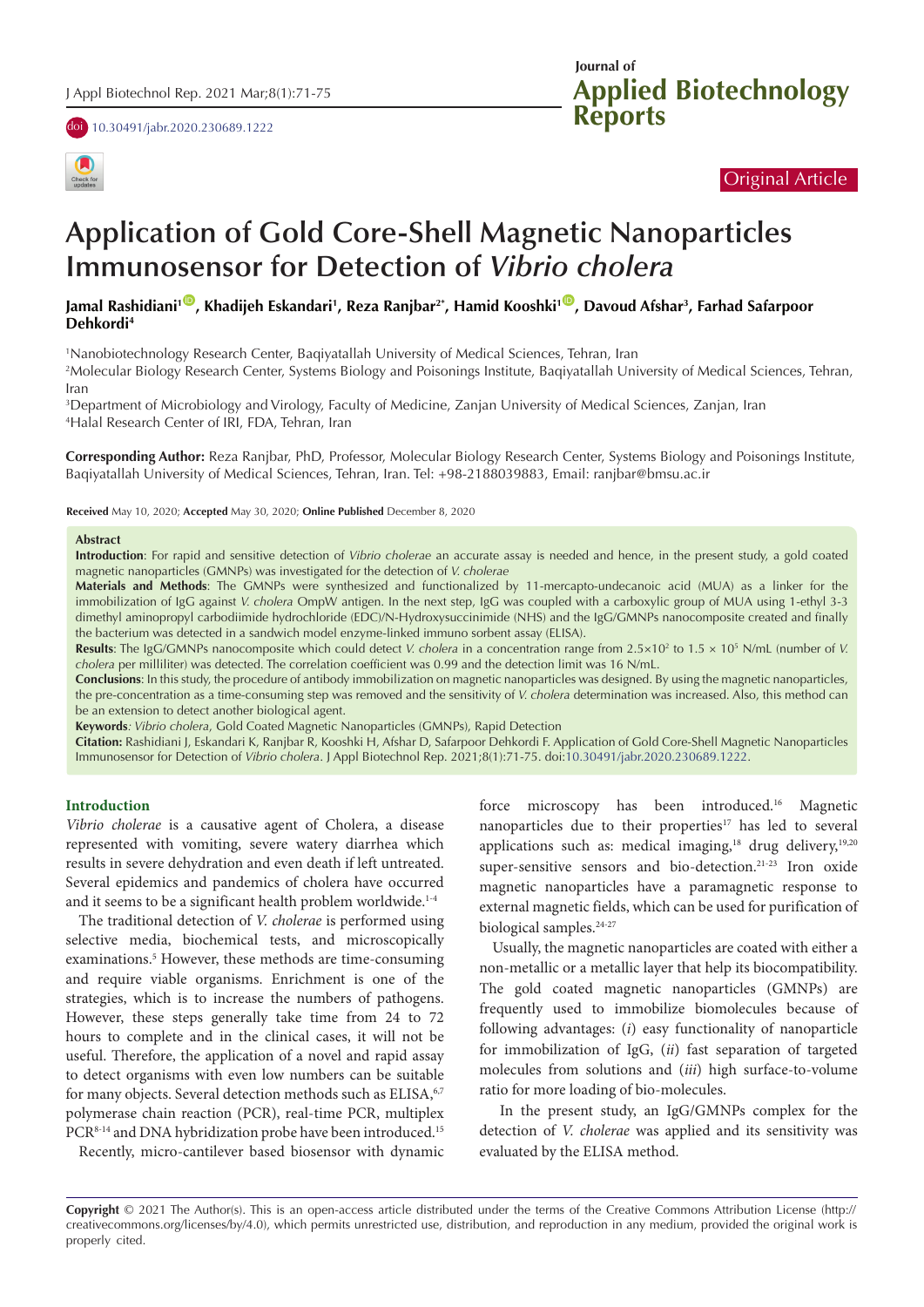Original Article

# Application of Gold Core-Shell Magnetic Nanoparticles Immunosensor for Detection of *Vibrio cholera*

**Jamal Rashidiani[1], Khadijeh Eskandari[1], Reza Ranjbar[2*], Hamid Kooshki[1], Davoud Afshar[3], Farhad Safarpoor Dehkordi[4]**

[1]Nanobiotechnology Research Center, Baqiyatallah University of Medical Sciences, Tehran, Iran
[2]Molecular Biology Research Center, Systems Biology and Poisonings Institute, Baqiyatallah University of Medical Sciences, Tehran, Iran
[3]Department of Microbiology and Virology, Faculty of Medicine, Zanjan University of Medical Sciences, Zanjan, Iran
[4]Halal Research Center of IRI, FDA, Tehran, Iran

**Corresponding Author:** Reza Ranjbar, PhD, Professor, Molecular Biology Research Center, Systems Biology and Poisonings Institute, Baqiyatallah University of Medical Sciences, Tehran, Iran. Tel: +98-2188039883, Email: ranjbar@bmsu.ac.ir

**Received** May 10, 2020; **Accepted** May 30, 2020; **Online Published** December 8, 2020

## Abstract

**Introduction**: For rapid and sensitive detection of *Vibrio cholerae* an accurate assay is needed and hence, in the present study, a gold coated magnetic nanoparticles (GMNPs) was investigated for the detection of *V. cholerae*

**Materials and Methods**: The GMNPs were synthesized and functionalized by 11-mercapto-undecanoic acid (MUA) as a linker for the immobilization of IgG against *V. cholera* OmpW antigen. In the next step, IgG was coupled with a carboxylic group of MUA using 1-ethyl 3-3 dimethyl aminopropyl carbodiimide hydrochloride (EDC)/N-Hydroxysuccinimide (NHS) and the IgG/GMNPs nanocomposite created and finally the bacterium was detected in a sandwich model enzyme-linked immuno sorbent assay (ELISA).

**Results**: The IgG/GMNPs nanocomposite which could detect *V. cholera* in a concentration range from $2.5\times10^2$ to $1.5 \times 10^5$ N/mL (number of *V. cholera* per milliliter) was detected. The correlation coefficient was 0.99 and the detection limit was 16 N/mL.

**Conclusions**: In this study, the procedure of antibody immobilization on magnetic nanoparticles was designed. By using the magnetic nanoparticles, the pre-concentration as a time-consuming step was removed and the sensitivity of *V. cholera* determination was increased. Also, this method can be an extension to detect another biological agent.

**Keywords***: Vibrio cholera*, Gold Coated Magnetic Nanoparticles (GMNPs), Rapid Detection

**Citation:** Rashidiani J, Eskandari K, Ranjbar R, Kooshki H, Afshar D, Safarpoor Dehkordi F. Application of Gold Core-Shell Magnetic Nanoparticles Immunosensor for Detection of *Vibrio cholera*. J Appl Biotechnol Rep. 2021;8(1):71-75. doi:10.30491/jabr.2020.230689.1222.

## Introduction

*Vibrio cholerae* is a causative agent of Cholera, a disease represented with vomiting, severe watery diarrhea which results in severe dehydration and even death if left untreated. Several epidemics and pandemics of cholera have occurred and it seems to be a significant health problem worldwide.[1-4]

The traditional detection of *V. cholerae* is performed using selective media, biochemical tests, and microscopically examinations.[5] However, these methods are time-consuming and require viable organisms. Enrichment is one of the strategies, which is to increase the numbers of pathogens. However, these steps generally take time from 24 to 72 hours to complete and in the clinical cases, it will not be useful. Therefore, the application of a novel and rapid assay to detect organisms with even low numbers can be suitable for many objects. Several detection methods such as ELISA,[6,7] polymerase chain reaction (PCR), real-time PCR, multiplex PCR[8-14] and DNA hybridization probe have been introduced.[15]

Recently, micro-cantilever based biosensor with dynamic force microscopy has been introduced.[16] Magnetic nanoparticles due to their properties[17] has led to several applications such as: medical imaging,[18] drug delivery,[19,20] super-sensitive sensors and bio-detection.[21-23] Iron oxide magnetic nanoparticles have a paramagnetic response to external magnetic fields, which can be used for purification of biological samples.[24-27]

Usually, the magnetic nanoparticles are coated with either a non-metallic or a metallic layer that help its biocompatibility. The gold coated magnetic nanoparticles (GMNPs) are frequently used to immobilize biomolecules because of following advantages: (*i*) easy functionality of nanoparticle for immobilization of IgG, (*ii*) fast separation of targeted molecules from solutions and (*iii*) high surface-to-volume ratio for more loading of bio-molecules.

In the present study, an IgG/GMNPs complex for the detection of *V. cholerae* was applied and its sensitivity was evaluated by the ELISA method.

**Copyright** © 2021 The Author(s). This is an open-access article distributed under the terms of the Creative Commons Attribution License (http://creativecommons.org/licenses/by/4.0), which permits unrestricted use, distribution, and reproduction in any medium, provided the original work is properly cited.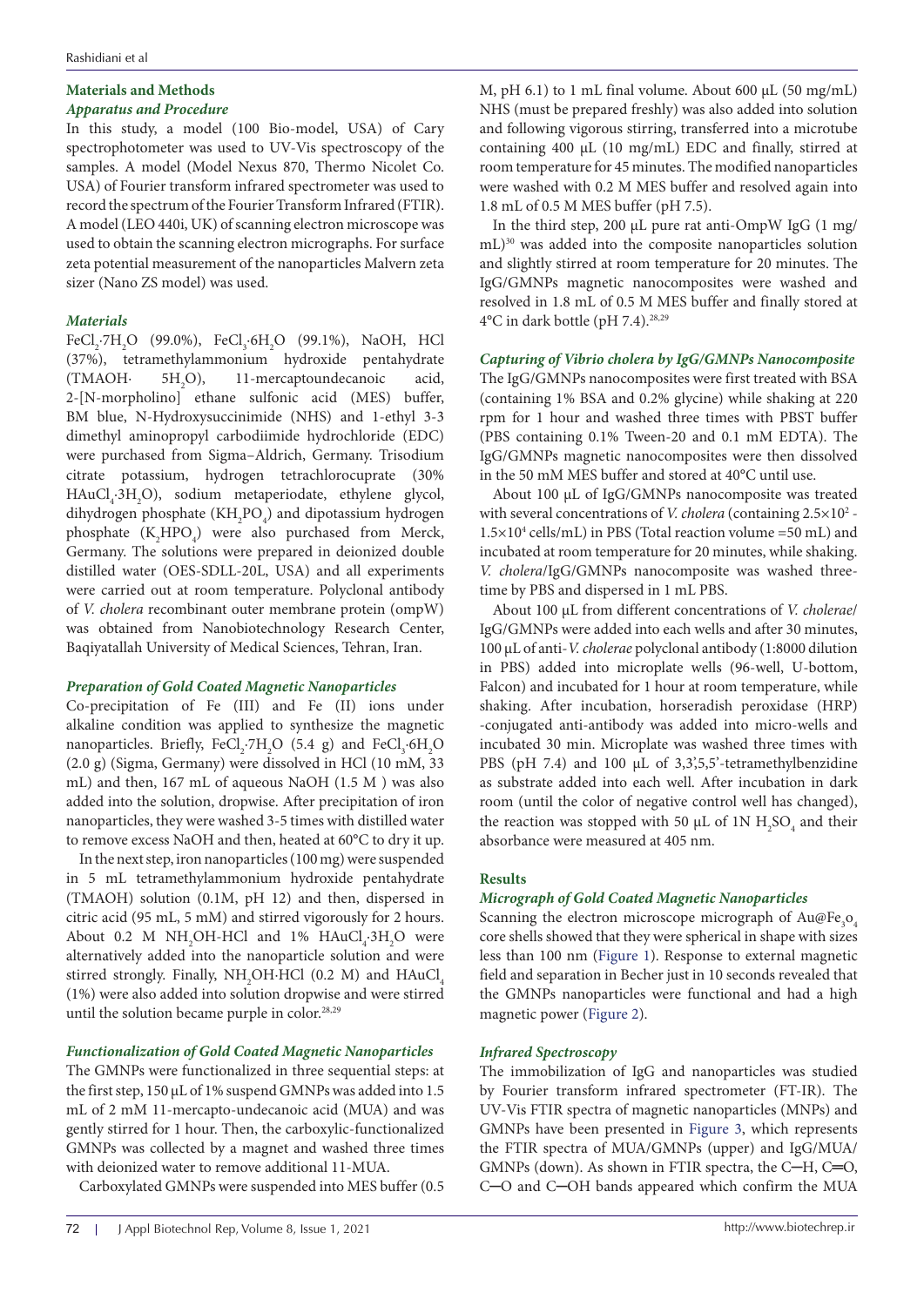## Materials and Methods

### Apparatus and Procedure

In this study, a model (100 Bio-model, USA) of Cary spectrophotometer was used to UV-Vis spectroscopy of the samples. A model (Model Nexus 870, Thermo Nicolet Co. USA) of Fourier transform infrared spectrometer was used to record the spectrum of the Fourier Transform Infrared (FTIR). A model (LEO 440i, UK) of scanning electron microscope was used to obtain the scanning electron micrographs. For surface zeta potential measurement of the nanoparticles Malvern zeta sizer (Nano ZS model) was used.

### Materials

$FeCl_2{\cdot}7H_2O$ (99.0%), $FeCl_3{\cdot}6H_2O$ (99.1%), NaOH, HCl (37%), tetramethylammonium hydroxide pentahydrate (TMAOH· $5H_2O$), 11-mercaptoundecanoic acid, 2-[N-morpholino] ethane sulfonic acid (MES) buffer, BM blue, N-Hydroxysuccinimide (NHS) and 1-ethyl 3-3 dimethyl aminopropyl carbodiimide hydrochloride (EDC) were purchased from Sigma–Aldrich, Germany. Trisodium citrate potassium, hydrogen tetrachlorocuprate (30% $HAuCl_4{\cdot}3H_2O$), sodium metaperiodate, ethylene glycol, dihydrogen phosphate ($KH_2PO_4$) and dipotassium hydrogen phosphate ($K_2HPO_4$) were also purchased from Merck, Germany. The solutions were prepared in deionized double distilled water (OES-SDLL-20L, USA) and all experiments were carried out at room temperature. Polyclonal antibody of *V. cholera* recombinant outer membrane protein (ompW) was obtained from Nanobiotechnology Research Center, Baqiyatallah University of Medical Sciences, Tehran, Iran.

### Preparation of Gold Coated Magnetic Nanoparticles

Co-precipitation of Fe (III) and Fe (II) ions under alkaline condition was applied to synthesize the magnetic nanoparticles. Briefly, $FeCl_2{\cdot}7H_2O$ (5.4 g) and $FeCl_3{\cdot}6H_2O$ (2.0 g) (Sigma, Germany) were dissolved in HCl (10 mM, 33 mL) and then, 167 mL of aqueous NaOH (1.5 M ) was also added into the solution, dropwise. After precipitation of iron nanoparticles, they were washed 3-5 times with distilled water to remove excess NaOH and then, heated at 60°C to dry it up.

In the next step, iron nanoparticles (100 mg) were suspended in 5 mL tetramethylammonium hydroxide pentahydrate (TMAOH) solution (0.1M, pH 12) and then, dispersed in citric acid (95 mL, 5 mM) and stirred vigorously for 2 hours. About 0.2 M $NH_2OH$-HCl and 1% $HAuCl_4{\cdot}3H_2O$ were alternatively added into the nanoparticle solution and were stirred strongly. Finally, $NH_2OH{\cdot}HCl$ (0.2 M) and $HAuCl_4$ (1%) were also added into solution dropwise and were stirred until the solution became purple in color.[28,29]

### Functionalization of Gold Coated Magnetic Nanoparticles

The GMNPs were functionalized in three sequential steps: at the first step, 150 µL of 1% suspend GMNPs was added into 1.5 mL of 2 mM 11-mercapto-undecanoic acid (MUA) and was gently stirred for 1 hour. Then, the carboxylic-functionalized GMNPs was collected by a magnet and washed three times with deionized water to remove additional 11-MUA.

Carboxylated GMNPs were suspended into MES buffer (0.5 M, pH 6.1) to 1 mL final volume. About 600 µL (50 mg/mL) NHS (must be prepared freshly) was also added into solution and following vigorous stirring, transferred into a microtube containing 400 µL (10 mg/mL) EDC and finally, stirred at room temperature for 45 minutes. The modified nanoparticles were washed with 0.2 M MES buffer and resolved again into 1.8 mL of 0.5 M MES buffer (pH 7.5).

In the third step, 200 µL pure rat anti-OmpW IgG (1 mg/mL)[30] was added into the composite nanoparticles solution and slightly stirred at room temperature for 20 minutes. The IgG/GMNPs magnetic nanocomposites were washed and resolved in 1.8 mL of 0.5 M MES buffer and finally stored at 4°C in dark bottle (pH 7.4).[28,29]

### Capturing of Vibrio cholera by IgG/GMNPs Nanocomposite

The IgG/GMNPs nanocomposites were first treated with BSA (containing 1% BSA and 0.2% glycine) while shaking at 220 rpm for 1 hour and washed three times with PBST buffer (PBS containing 0.1% Tween-20 and 0.1 mM EDTA). The IgG/GMNPs magnetic nanocomposites were then dissolved in the 50 mM MES buffer and stored at 40°C until use.

About 100 µL of IgG/GMNPs nanocomposite was treated with several concentrations of *V. cholera* (containing $2.5\times10^2$ - $1.5\times10^4$ cells/mL) in PBS (Total reaction volume =50 mL) and incubated at room temperature for 20 minutes, while shaking. *V. cholera*/IgG/GMNPs nanocomposite was washed three-time by PBS and dispersed in 1 mL PBS.

About 100 µL from different concentrations of *V. cholerae*/IgG/GMNPs were added into each wells and after 30 minutes, 100 µL of anti-*V. cholerae* polyclonal antibody (1:8000 dilution in PBS) added into microplate wells (96-well, U-bottom, Falcon) and incubated for 1 hour at room temperature, while shaking. After incubation, horseradish peroxidase (HRP) -conjugated anti-antibody was added into micro-wells and incubated 30 min. Microplate was washed three times with PBS (pH 7.4) and 100 µL of 3,3',5,5'-tetramethylbenzidine as substrate added into each well. After incubation in dark room (until the color of negative control well has changed), the reaction was stopped with 50 µL of 1N $H_2SO_4$ and their absorbance were measured at 405 nm.

## Results

### Micrograph of Gold Coated Magnetic Nanoparticles

Scanning the electron microscope micrograph of $Au@Fe_3o_4$ core shells showed that they were spherical in shape with sizes less than 100 nm (Figure 1). Response to external magnetic field and separation in Becher just in 10 seconds revealed that the GMNPs nanoparticles were functional and had a high magnetic power (Figure 2).

### Infrared Spectroscopy

The immobilization of IgG and nanoparticles was studied by Fourier transform infrared spectrometer (FT-IR). The UV-Vis FTIR spectra of magnetic nanoparticles (MNPs) and GMNPs have been presented in Figure 3, which represents the FTIR spectra of MUA/GMNPs (upper) and IgG/MUA/GMNPs (down). As shown in FTIR spectra, the C─H, C═O, C─O and C─OH bands appeared which confirm the MUA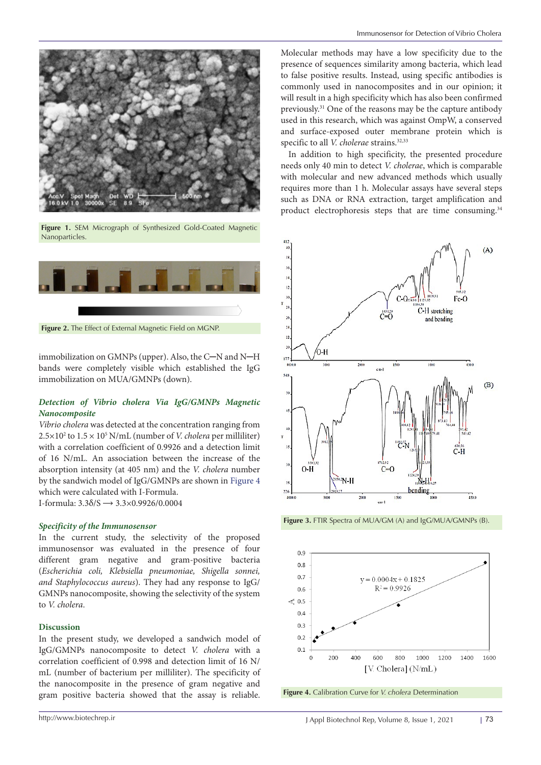Figure 1. SEM Micrograph of Synthesized Gold-Coated Magnetic Nanoparticles.

Figure 2. The Effect of External Magnetic Field on MGNP.

immobilization on GMNPs (upper). Also, the C─N and N─H bands were completely visible which established the IgG immobilization on MUA/GMNPs (down).

### *Detection of Vibrio cholera Via IgG/GMNPs Magnetic Nanocomposite*

*Vibrio cholera* was detected at the concentration ranging from $2.5\times10^2$ to $1.5\times10^5$ N/mL (number of *V. cholera* per milliliter) with a correlation coefficient of 0.9926 and a detection limit of 16 N/mL. An association between the increase of the absorption intensity (at 405 nm) and the *V. cholera* number by the sandwich model of IgG/GMNPs are shown in Figure 4 which were calculated with I-Formula.

I-formula: $3.3\delta/S \longrightarrow 3.3\times0.9926/0.0004$

### *Specificity of the Immunosensor*

In the current study, the selectivity of the proposed immunosensor was evaluated in the presence of four different gram negative and gram-positive bacteria (*Escherichia coli, Klebsiella pneumoniae, Shigella sonnei, and Staphylococcus aureus*). They had any response to IgG/GMNPs nanocomposite, showing the selectivity of the system to *V. cholera*.

## Discussion

In the present study, we developed a sandwich model of IgG/GMNPs nanocomposite to detect *V. cholera* with a correlation coefficient of 0.998 and detection limit of 16 N/mL (number of bacterium per milliliter). The specificity of the nanocomposite in the presence of gram negative and gram positive bacteria showed that the assay is reliable. Molecular methods may have a low specificity due to the presence of sequences similarity among bacteria, which lead to false positive results. Instead, using specific antibodies is commonly used in nanocomposites and in our opinion; it will result in a high specificity which has also been confirmed previously.[31] One of the reasons may be the capture antibody used in this research, which was against OmpW, a conserved and surface-exposed outer membrane protein which is specific to all *V. cholerae* strains.[32,33]

In addition to high specificity, the presented procedure needs only 40 min to detect *V. cholerae*, which is comparable with molecular and new advanced methods which usually requires more than 1 h. Molecular assays have several steps such as DNA or RNA extraction, target amplification and product electrophoresis steps that are time consuming.[34]

Figure 3. FTIR Spectra of MUA/GM (A) and IgG/MUA/GMNPs (B).

Figure 4. Calibration Curve for *V. cholera* Determination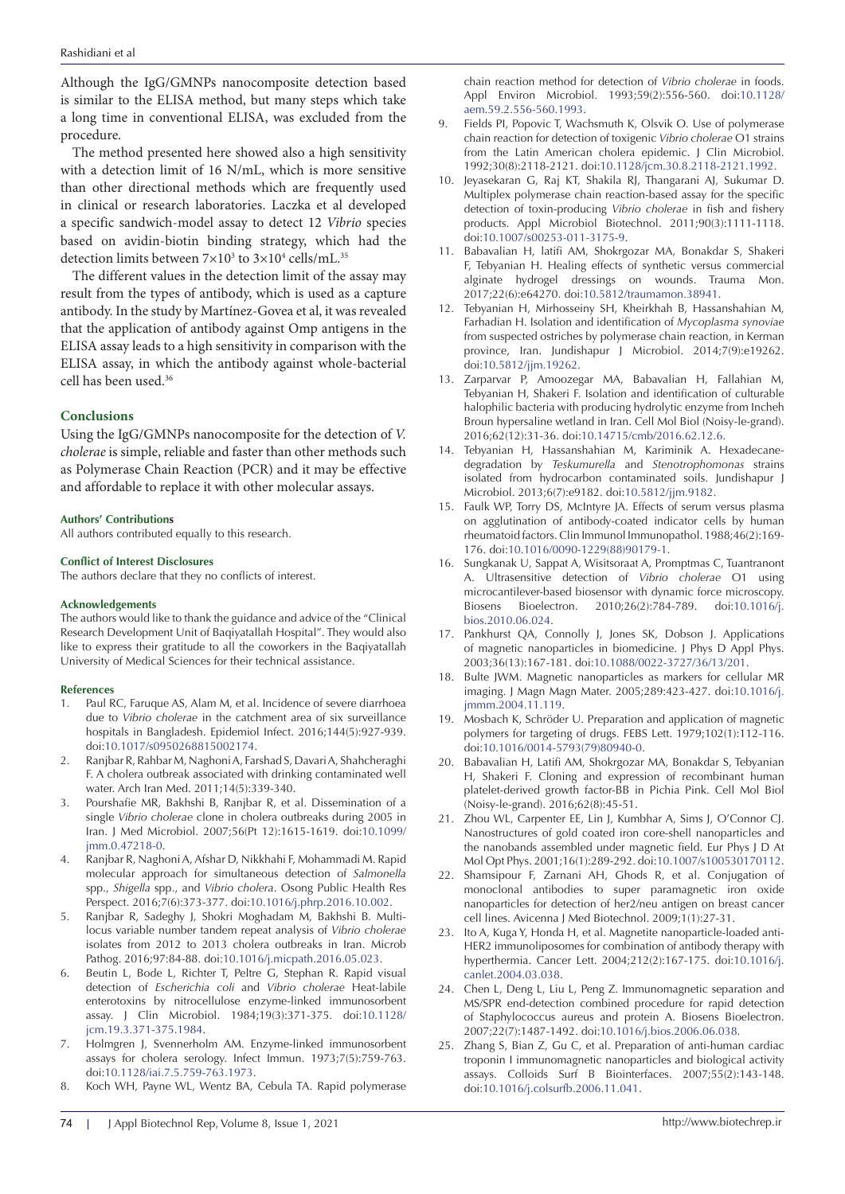Although the IgG/GMNPs nanocomposite detection based is similar to the ELISA method, but many steps which take a long time in conventional ELISA, was excluded from the procedure.

The method presented here showed also a high sensitivity with a detection limit of 16 N/mL, which is more sensitive than other directional methods which are frequently used in clinical or research laboratories. Laczka et al developed a specific sandwich-model assay to detect 12 *Vibrio* species based on avidin-biotin binding strategy, which had the detection limits between $7\times10^3$ to $3\times10^4$ cells/mL.[35]

The different values in the detection limit of the assay may result from the types of antibody, which is used as a capture antibody. In the study by Martínez-Govea et al, it was revealed that the application of antibody against Omp antigens in the ELISA assay leads to a high sensitivity in comparison with the ELISA assay, in which the antibody against whole-bacterial cell has been used.[36]

## Conclusions

Using the IgG/GMNPs nanocomposite for the detection of *V. cholerae* is simple, reliable and faster than other methods such as Polymerase Chain Reaction (PCR) and it may be effective and affordable to replace it with other molecular assays.

#### Authors' Contributions

All authors contributed equally to this research.

#### Conflict of Interest Disclosures

The authors declare that they no conflicts of interest.

#### Acknowledgements

The authors would like to thank the guidance and advice of the "Clinical Research Development Unit of Baqiyatallah Hospital". They would also like to express their gratitude to all the coworkers in the Baqiyatallah University of Medical Sciences for their technical assistance.

#### References

1. Paul RC, Faruque AS, Alam M, et al. Incidence of severe diarrhoea due to *Vibrio cholerae* in the catchment area of six surveillance hospitals in Bangladesh. Epidemiol Infect. 2016;144(5):927-939. doi:10.1017/s0950268815002174.
2. Ranjbar R, Rahbar M, Naghoni A, Farshad S, Davari A, Shahcheraghi F. A cholera outbreak associated with drinking contaminated well water. Arch Iran Med. 2011;14(5):339-340.
3. Pourshafie MR, Bakhshi B, Ranjbar R, et al. Dissemination of a single *Vibrio cholerae* clone in cholera outbreaks during 2005 in Iran. J Med Microbiol. 2007;56(Pt 12):1615-1619. doi:10.1099/jmm.0.47218-0.
4. Ranjbar R, Naghoni A, Afshar D, Nikkhahi F, Mohammadi M. Rapid molecular approach for simultaneous detection of *Salmonella* spp., *Shigella* spp., and *Vibrio cholera*. Osong Public Health Res Perspect. 2016;7(6):373-377. doi:10.1016/j.phrp.2016.10.002.
5. Ranjbar R, Sadeghy J, Shokri Moghadam M, Bakhshi B. Multi-locus variable number tandem repeat analysis of *Vibrio cholerae* isolates from 2012 to 2013 cholera outbreaks in Iran. Microb Pathog. 2016;97:84-88. doi:10.1016/j.micpath.2016.05.023.
6. Beutin L, Bode L, Richter T, Peltre G, Stephan R. Rapid visual detection of *Escherichia coli* and *Vibrio cholerae* Heat-labile enterotoxins by nitrocellulose enzyme-linked immunosorbent assay. J Clin Microbiol. 1984;19(3):371-375. doi:10.1128/jcm.19.3.371-375.1984.
7. Holmgren J, Svennerholm AM. Enzyme-linked immunosorbent assays for cholera serology. Infect Immun. 1973;7(5):759-763. doi:10.1128/iai.7.5.759-763.1973.
8. Koch WH, Payne WL, Wentz BA, Cebula TA. Rapid polymerase chain reaction method for detection of *Vibrio cholerae* in foods. Appl Environ Microbiol. 1993;59(2):556-560. doi:10.1128/aem.59.2.556-560.1993.
9. Fields PI, Popovic T, Wachsmuth K, Olsvik O. Use of polymerase chain reaction for detection of toxigenic *Vibrio cholerae* O1 strains from the Latin American cholera epidemic. J Clin Microbiol. 1992;30(8):2118-2121. doi:10.1128/jcm.30.8.2118-2121.1992.
10. Jeyasekaran G, Raj KT, Shakila RJ, Thangarani AJ, Sukumar D. Multiplex polymerase chain reaction-based assay for the specific detection of toxin-producing *Vibrio cholerae* in fish and fishery products. Appl Microbiol Biotechnol. 2011;90(3):1111-1118. doi:10.1007/s00253-011-3175-9.
11. Babavalian H, latifi AM, Shokrgozar MA, Bonakdar S, Shakeri F, Tebyanian H. Healing effects of synthetic versus commercial alginate hydrogel dressings on wounds. Trauma Mon. 2017;22(6):e64270. doi:10.5812/traumamon.38941.
12. Tebyanian H, Mirhosseiny SH, Kheirkhah B, Hassanshahian M, Farhadian H. Isolation and identification of *Mycoplasma synoviae* from suspected ostriches by polymerase chain reaction, in Kerman province, Iran. Jundishapur J Microbiol. 2014;7(9):e19262. doi:10.5812/jjm.19262.
13. Zarparvar P, Amoozegar MA, Babavalian H, Fallahian M, Tebyanian H, Shakeri F. Isolation and identification of culturable halophilic bacteria with producing hydrolytic enzyme from Incheh Broun hypersaline wetland in Iran. Cell Mol Biol (Noisy-le-grand). 2016;62(12):31-36. doi:10.14715/cmb/2016.62.12.6.
14. Tebyanian H, Hassanshahian M, Kariminik A. Hexadecane-degradation by *Teskumurella* and *Stenotrophomonas* strains isolated from hydrocarbon contaminated soils. Jundishapur J Microbiol. 2013;6(7):e9182. doi:10.5812/jjm.9182.
15. Faulk WP, Torry DS, McIntyre JA. Effects of serum versus plasma on agglutination of antibody-coated indicator cells by human rheumatoid factors. Clin Immunol Immunopathol. 1988;46(2):169-176. doi:10.1016/0090-1229(88)90179-1.
16. Sungkanak U, Sappat A, Wisitsoraat A, Promptmas C, Tuantranont A. Ultrasensitive detection of *Vibrio cholerae* O1 using microcantilever-based biosensor with dynamic force microscopy. Biosens Bioelectron. 2010;26(2):784-789. doi:10.1016/j.bios.2010.06.024.
17. Pankhurst QA, Connolly J, Jones SK, Dobson J. Applications of magnetic nanoparticles in biomedicine. J Phys D Appl Phys. 2003;36(13):167-181. doi:10.1088/0022-3727/36/13/201.
18. Bulte JWM. Magnetic nanoparticles as markers for cellular MR imaging. J Magn Magn Mater. 2005;289:423-427. doi:10.1016/j.jmmm.2004.11.119.
19. Mosbach K, Schröder U. Preparation and application of magnetic polymers for targeting of drugs. FEBS Lett. 1979;102(1):112-116. doi:10.1016/0014-5793(79)80940-0.
20. Babavalian H, Latifi AM, Shokrgozar MA, Bonakdar S, Tebyanian H, Shakeri F. Cloning and expression of recombinant human platelet-derived growth factor-BB in Pichia Pink. Cell Mol Biol (Noisy-le-grand). 2016;62(8):45-51.
21. Zhou WL, Carpenter EE, Lin J, Kumbhar A, Sims J, O'Connor CJ. Nanostructures of gold coated iron core-shell nanoparticles and the nanobands assembled under magnetic field. Eur Phys J D At Mol Opt Phys. 2001;16(1):289-292. doi:10.1007/s100530170112.
22. Shamsipour F, Zarnani AH, Ghods R, et al. Conjugation of monoclonal antibodies to super paramagnetic iron oxide nanoparticles for detection of her2/neu antigen on breast cancer cell lines. Avicenna J Med Biotechnol. 2009;1(1):27-31.
23. Ito A, Kuga Y, Honda H, et al. Magnetite nanoparticle-loaded anti-HER2 immunoliposomes for combination of antibody therapy with hyperthermia. Cancer Lett. 2004;212(2):167-175. doi:10.1016/j.canlet.2004.03.038.
24. Chen L, Deng L, Liu L, Peng Z. Immunomagnetic separation and MS/SPR end-detection combined procedure for rapid detection of Staphylococcus aureus and protein A. Biosens Bioelectron. 2007;22(7):1487-1492. doi:10.1016/j.bios.2006.06.038.
25. Zhang S, Bian Z, Gu C, et al. Preparation of anti-human cardiac troponin I immunomagnetic nanoparticles and biological activity assays. Colloids Surf B Biointerfaces. 2007;55(2):143-148. doi:10.1016/j.colsurfb.2006.11.041.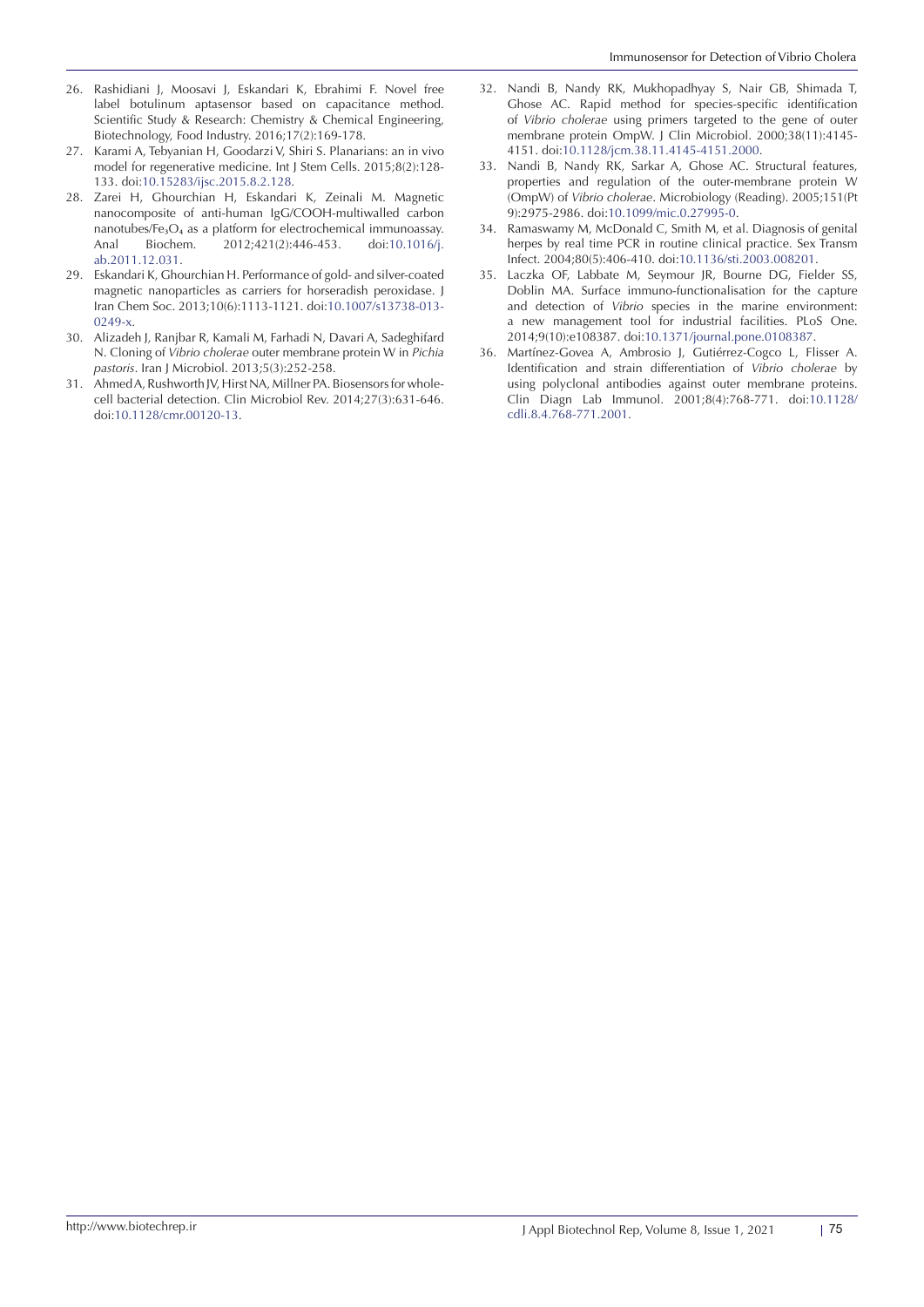26. Rashidiani J, Moosavi J, Eskandari K, Ebrahimi F. Novel free label botulinum aptasensor based on capacitance method. Scientific Study & Research: Chemistry & Chemical Engineering, Biotechnology, Food Industry. 2016;17(2):169-178.
27. Karami A, Tebyanian H, Goodarzi V, Shiri S. Planarians: an in vivo model for regenerative medicine. Int J Stem Cells. 2015;8(2):128-133. doi:10.15283/ijsc.2015.8.2.128.
28. Zarei H, Ghourchian H, Eskandari K, Zeinali M. Magnetic nanocomposite of anti-human IgG/COOH-multiwalled carbon nanotubes/$Fe_3O_4$ as a platform for electrochemical immunoassay. Anal Biochem. 2012;421(2):446-453. doi:10.1016/j.ab.2011.12.031.
29. Eskandari K, Ghourchian H. Performance of gold- and silver-coated magnetic nanoparticles as carriers for horseradish peroxidase. J Iran Chem Soc. 2013;10(6):1113-1121. doi:10.1007/s13738-013-0249-x.
30. Alizadeh J, Ranjbar R, Kamali M, Farhadi N, Davari A, Sadeghifard N. Cloning of *Vibrio cholerae* outer membrane protein W in *Pichia pastoris*. Iran J Microbiol. 2013;5(3):252-258.
31. Ahmed A, Rushworth JV, Hirst NA, Millner PA. Biosensors for whole-cell bacterial detection. Clin Microbiol Rev. 2014;27(3):631-646. doi:10.1128/cmr.00120-13.
32. Nandi B, Nandy RK, Mukhopadhyay S, Nair GB, Shimada T, Ghose AC. Rapid method for species-specific identification of *Vibrio cholerae* using primers targeted to the gene of outer membrane protein OmpW. J Clin Microbiol. 2000;38(11):4145-4151. doi:10.1128/jcm.38.11.4145-4151.2000.
33. Nandi B, Nandy RK, Sarkar A, Ghose AC. Structural features, properties and regulation of the outer-membrane protein W (OmpW) of *Vibrio cholerae*. Microbiology (Reading). 2005;151(Pt 9):2975-2986. doi:10.1099/mic.0.27995-0.
34. Ramaswamy M, McDonald C, Smith M, et al. Diagnosis of genital herpes by real time PCR in routine clinical practice. Sex Transm Infect. 2004;80(5):406-410. doi:10.1136/sti.2003.008201.
35. Laczka OF, Labbate M, Seymour JR, Bourne DG, Fielder SS, Doblin MA. Surface immuno-functionalisation for the capture and detection of *Vibrio* species in the marine environment: a new management tool for industrial facilities. PLoS One. 2014;9(10):e108387. doi:10.1371/journal.pone.0108387.
36. Martínez-Govea A, Ambrosio J, Gutiérrez-Cogco L, Flisser A. Identification and strain differentiation of *Vibrio cholerae* by using polyclonal antibodies against outer membrane proteins. Clin Diagn Lab Immunol. 2001;8(4):768-771. doi:10.1128/cdli.8.4.768-771.2001.